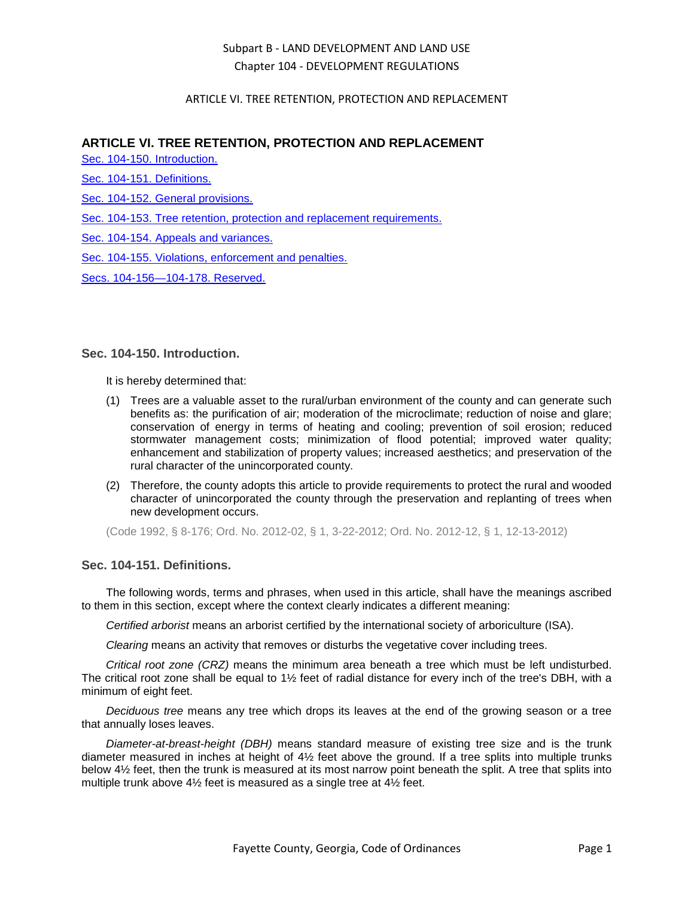# ARTICLE VI. TREE RETENTION, PROTECTION AND REPLACEMENT

[Sec. 104-150. Introduction.](#)

[Sec. 104-151. Definitions.](#)

[Sec. 104-152. General provisions.](#)

[Sec. 104-153. Tree retention, protection and replacement requirements.](#)

[Sec. 104-154. Appeals and variances.](#)

[Sec. 104-155. Violations, enforcement and penalties.](#)

[Secs. 104-156—104-178. Reserved.](#)

### Sec. 104-150. Introduction.

It is hereby determined that:

(1) Trees are a valuable asset to the rural/urban environment of the county and can generate such benefits as: the purification of air; moderation of the microclimate; reduction of noise and glare; conservation of energy in terms of heating and cooling; prevention of soil erosion; reduced stormwater management costs; minimization of flood potential; improved water quality; enhancement and stabilization of property values; increased aesthetics; and preservation of the rural character of the unincorporated county.

(2) Therefore, the county adopts this article to provide requirements to protect the rural and wooded character of unincorporated the county through the preservation and replanting of trees when new development occurs.

(Code 1992, § 8-176; Ord. No. 2012-02, § 1, 3-22-2012; Ord. No. 2012-12, § 1, 12-13-2012)

### Sec. 104-151. Definitions.

The following words, terms and phrases, when used in this article, shall have the meanings ascribed to them in this section, except where the context clearly indicates a different meaning:

*Certified arborist* means an arborist certified by the international society of arboriculture (ISA).

*Clearing* means an activity that removes or disturbs the vegetative cover including trees.

*Critical root zone (CRZ)* means the minimum area beneath a tree which must be left undisturbed. The critical root zone shall be equal to 1½ feet of radial distance for every inch of the tree's DBH, with a minimum of eight feet.

*Deciduous tree* means any tree which drops its leaves at the end of the growing season or a tree that annually loses leaves.

*Diameter-at-breast-height (DBH)* means standard measure of existing tree size and is the trunk diameter measured in inches at height of 4½ feet above the ground. If a tree splits into multiple trunks below 4½ feet, then the trunk is measured at its most narrow point beneath the split. A tree that splits into multiple trunk above 4½ feet is measured as a single tree at 4½ feet.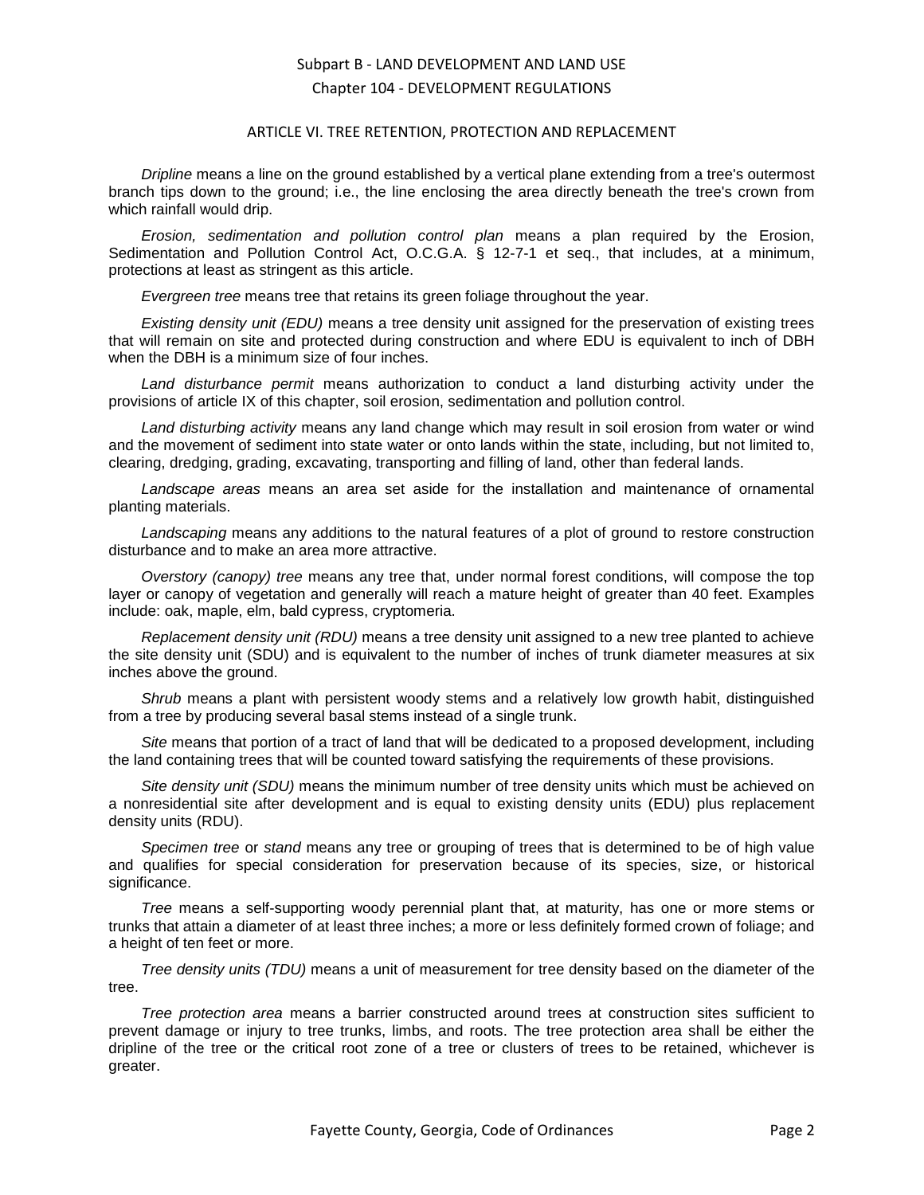Subpart B - LAND DEVELOPMENT AND LAND USE
Chapter 104 - DEVELOPMENT REGULATIONS

ARTICLE VI. TREE RETENTION, PROTECTION AND REPLACEMENT

*Dripline* means a line on the ground established by a vertical plane extending from a tree's outermost branch tips down to the ground; i.e., the line enclosing the area directly beneath the tree's crown from which rainfall would drip.

*Erosion, sedimentation and pollution control plan* means a plan required by the Erosion, Sedimentation and Pollution Control Act, O.C.G.A. § 12-7-1 et seq., that includes, at a minimum, protections at least as stringent as this article.

*Evergreen tree* means tree that retains its green foliage throughout the year.

*Existing density unit (EDU)* means a tree density unit assigned for the preservation of existing trees that will remain on site and protected during construction and where EDU is equivalent to inch of DBH when the DBH is a minimum size of four inches.

*Land disturbance permit* means authorization to conduct a land disturbing activity under the provisions of article IX of this chapter, soil erosion, sedimentation and pollution control.

*Land disturbing activity* means any land change which may result in soil erosion from water or wind and the movement of sediment into state water or onto lands within the state, including, but not limited to, clearing, dredging, grading, excavating, transporting and filling of land, other than federal lands.

*Landscape areas* means an area set aside for the installation and maintenance of ornamental planting materials.

*Landscaping* means any additions to the natural features of a plot of ground to restore construction disturbance and to make an area more attractive.

*Overstory (canopy) tree* means any tree that, under normal forest conditions, will compose the top layer or canopy of vegetation and generally will reach a mature height of greater than 40 feet. Examples include: oak, maple, elm, bald cypress, cryptomeria.

*Replacement density unit (RDU)* means a tree density unit assigned to a new tree planted to achieve the site density unit (SDU) and is equivalent to the number of inches of trunk diameter measures at six inches above the ground.

*Shrub* means a plant with persistent woody stems and a relatively low growth habit, distinguished from a tree by producing several basal stems instead of a single trunk.

*Site* means that portion of a tract of land that will be dedicated to a proposed development, including the land containing trees that will be counted toward satisfying the requirements of these provisions.

*Site density unit (SDU)* means the minimum number of tree density units which must be achieved on a nonresidential site after development and is equal to existing density units (EDU) plus replacement density units (RDU).

*Specimen tree* or *stand* means any tree or grouping of trees that is determined to be of high value and qualifies for special consideration for preservation because of its species, size, or historical significance.

*Tree* means a self-supporting woody perennial plant that, at maturity, has one or more stems or trunks that attain a diameter of at least three inches; a more or less definitely formed crown of foliage; and a height of ten feet or more.

*Tree density units (TDU)* means a unit of measurement for tree density based on the diameter of the tree.

*Tree protection area* means a barrier constructed around trees at construction sites sufficient to prevent damage or injury to tree trunks, limbs, and roots. The tree protection area shall be either the dripline of the tree or the critical root zone of a tree or clusters of trees to be retained, whichever is greater.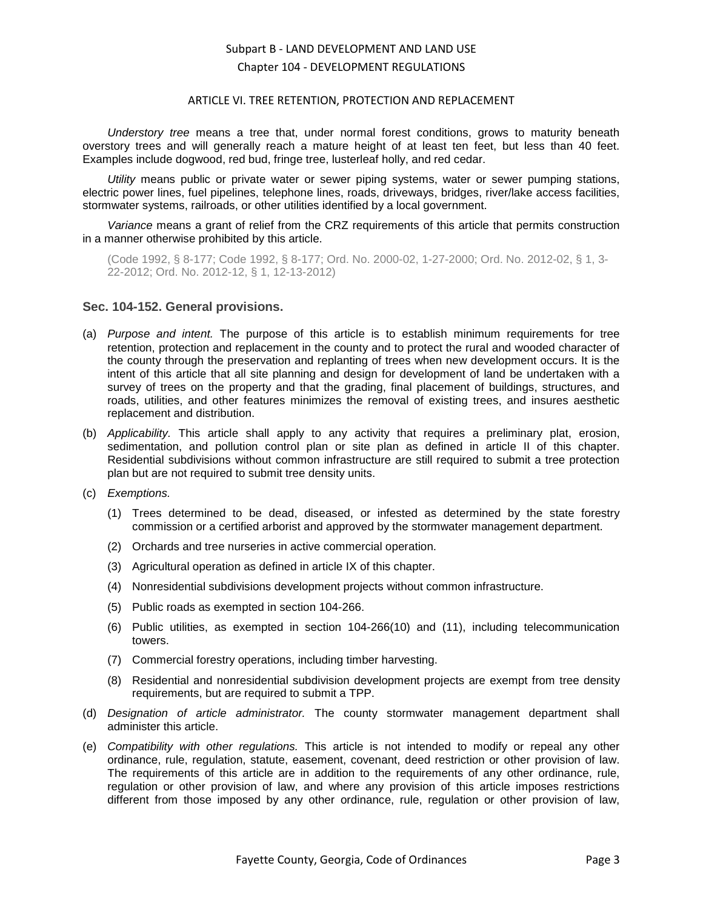*Understory tree* means a tree that, under normal forest conditions, grows to maturity beneath overstory trees and will generally reach a mature height of at least ten feet, but less than 40 feet. Examples include dogwood, red bud, fringe tree, lusterleaf holly, and red cedar.

*Utility* means public or private water or sewer piping systems, water or sewer pumping stations, electric power lines, fuel pipelines, telephone lines, roads, driveways, bridges, river/lake access facilities, stormwater systems, railroads, or other utilities identified by a local government.

*Variance* means a grant of relief from the CRZ requirements of this article that permits construction in a manner otherwise prohibited by this article.

(Code 1992, § 8-177; Code 1992, § 8-177; Ord. No. 2000-02, 1-27-2000; Ord. No. 2012-02, § 1, 3-22-2012; Ord. No. 2012-12, § 1, 12-13-2012)

### Sec. 104-152. General provisions.

(a) *Purpose and intent.* The purpose of this article is to establish minimum requirements for tree retention, protection and replacement in the county and to protect the rural and wooded character of the county through the preservation and replanting of trees when new development occurs. It is the intent of this article that all site planning and design for development of land be undertaken with a survey of trees on the property and that the grading, final placement of buildings, structures, and roads, utilities, and other features minimizes the removal of existing trees, and insures aesthetic replacement and distribution.

(b) *Applicability.* This article shall apply to any activity that requires a preliminary plat, erosion, sedimentation, and pollution control plan or site plan as defined in article II of this chapter. Residential subdivisions without common infrastructure are still required to submit a tree protection plan but are not required to submit tree density units.

(c) *Exemptions.*

 (1) Trees determined to be dead, diseased, or infested as determined by the state forestry commission or a certified arborist and approved by the stormwater management department.

 (2) Orchards and tree nurseries in active commercial operation.

 (3) Agricultural operation as defined in article IX of this chapter.

 (4) Nonresidential subdivisions development projects without common infrastructure.

 (5) Public roads as exempted in section 104-266.

 (6) Public utilities, as exempted in section 104-266(10) and (11), including telecommunication towers.

 (7) Commercial forestry operations, including timber harvesting.

 (8) Residential and nonresidential subdivision development projects are exempt from tree density requirements, but are required to submit a TPP.

(d) *Designation of article administrator.* The county stormwater management department shall administer this article.

(e) *Compatibility with other regulations.* This article is not intended to modify or repeal any other ordinance, rule, regulation, statute, easement, covenant, deed restriction or other provision of law. The requirements of this article are in addition to the requirements of any other ordinance, rule, regulation or other provision of law, and where any provision of this article imposes restrictions different from those imposed by any other ordinance, rule, regulation or other provision of law,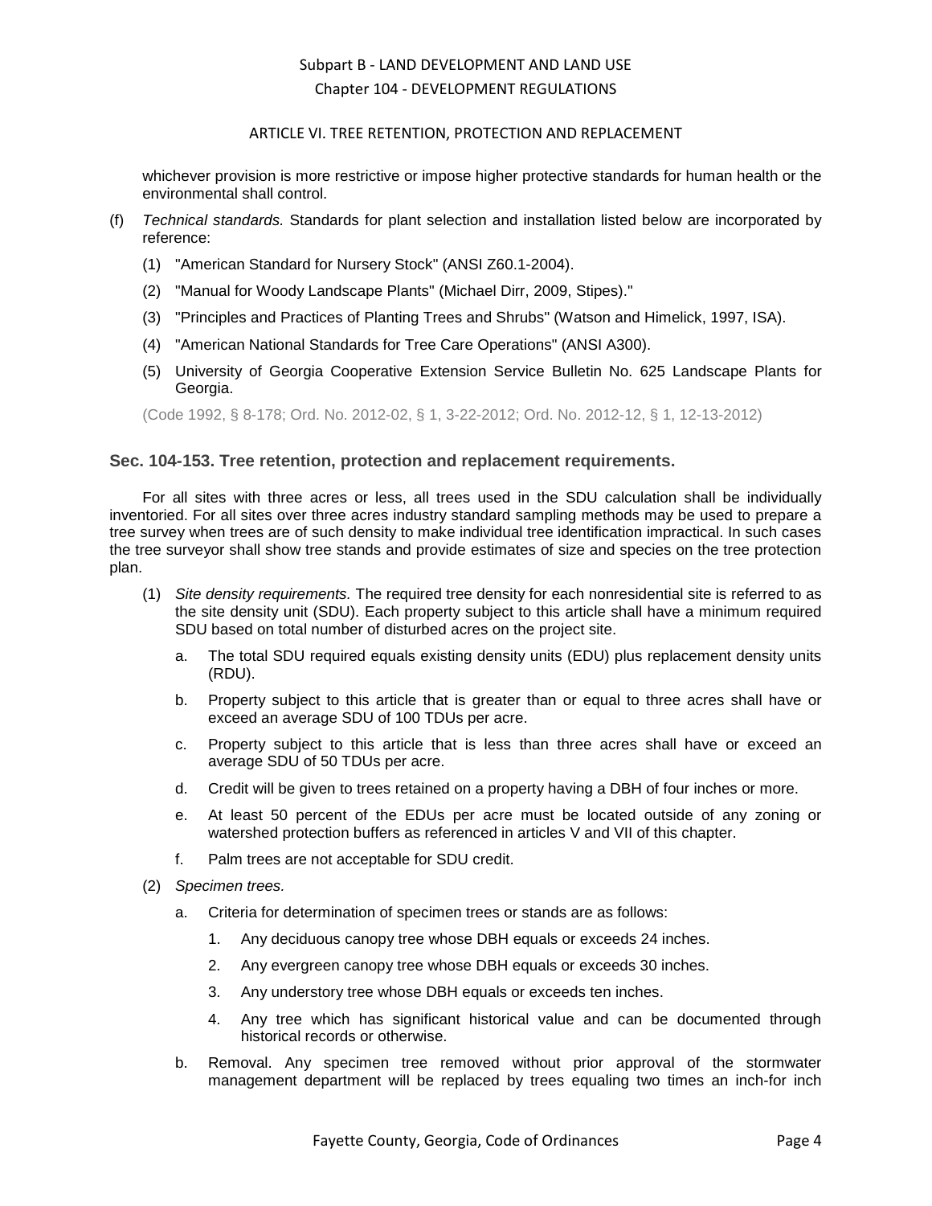whichever provision is more restrictive or impose higher protective standards for human health or the environmental shall control.

(f) *Technical standards.* Standards for plant selection and installation listed below are incorporated by reference:

(1) "American Standard for Nursery Stock" (ANSI Z60.1-2004).

(2) "Manual for Woody Landscape Plants" (Michael Dirr, 2009, Stipes)."

(3) "Principles and Practices of Planting Trees and Shrubs" (Watson and Himelick, 1997, ISA).

(4) "American National Standards for Tree Care Operations" (ANSI A300).

(5) University of Georgia Cooperative Extension Service Bulletin No. 625 Landscape Plants for Georgia.

(Code 1992, § 8-178; Ord. No. 2012-02, § 1, 3-22-2012; Ord. No. 2012-12, § 1, 12-13-2012)

### Sec. 104-153. Tree retention, protection and replacement requirements.

For all sites with three acres or less, all trees used in the SDU calculation shall be individually inventoried. For all sites over three acres industry standard sampling methods may be used to prepare a tree survey when trees are of such density to make individual tree identification impractical. In such cases the tree surveyor shall show tree stands and provide estimates of size and species on the tree protection plan.

(1) *Site density requirements.* The required tree density for each nonresidential site is referred to as the site density unit (SDU). Each property subject to this article shall have a minimum required SDU based on total number of disturbed acres on the project site.

a. The total SDU required equals existing density units (EDU) plus replacement density units (RDU).

b. Property subject to this article that is greater than or equal to three acres shall have or exceed an average SDU of 100 TDUs per acre.

c. Property subject to this article that is less than three acres shall have or exceed an average SDU of 50 TDUs per acre.

d. Credit will be given to trees retained on a property having a DBH of four inches or more.

e. At least 50 percent of the EDUs per acre must be located outside of any zoning or watershed protection buffers as referenced in articles V and VII of this chapter.

f. Palm trees are not acceptable for SDU credit.

(2) *Specimen trees.*

a. Criteria for determination of specimen trees or stands are as follows:

1. Any deciduous canopy tree whose DBH equals or exceeds 24 inches.

2. Any evergreen canopy tree whose DBH equals or exceeds 30 inches.

3. Any understory tree whose DBH equals or exceeds ten inches.

4. Any tree which has significant historical value and can be documented through historical records or otherwise.

b. Removal. Any specimen tree removed without prior approval of the stormwater management department will be replaced by trees equaling two times an inch-for inch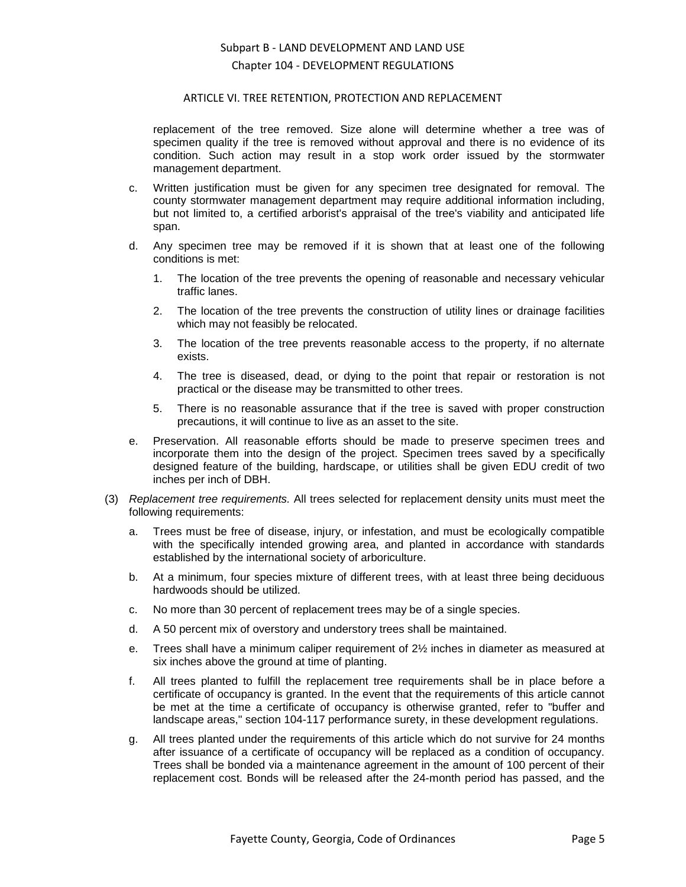replacement of the tree removed. Size alone will determine whether a tree was of specimen quality if the tree is removed without approval and there is no evidence of its condition. Such action may result in a stop work order issued by the stormwater management department.

c. Written justification must be given for any specimen tree designated for removal. The county stormwater management department may require additional information including, but not limited to, a certified arborist's appraisal of the tree's viability and anticipated life span.

d. Any specimen tree may be removed if it is shown that at least one of the following conditions is met:

   1. The location of the tree prevents the opening of reasonable and necessary vehicular traffic lanes.

   2. The location of the tree prevents the construction of utility lines or drainage facilities which may not feasibly be relocated.

   3. The location of the tree prevents reasonable access to the property, if no alternate exists.

   4. The tree is diseased, dead, or dying to the point that repair or restoration is not practical or the disease may be transmitted to other trees.

   5. There is no reasonable assurance that if the tree is saved with proper construction precautions, it will continue to live as an asset to the site.

e. Preservation. All reasonable efforts should be made to preserve specimen trees and incorporate them into the design of the project. Specimen trees saved by a specifically designed feature of the building, hardscape, or utilities shall be given EDU credit of two inches per inch of DBH.

(3) *Replacement tree requirements.* All trees selected for replacement density units must meet the following requirements:

a. Trees must be free of disease, injury, or infestation, and must be ecologically compatible with the specifically intended growing area, and planted in accordance with standards established by the international society of arboriculture.

b. At a minimum, four species mixture of different trees, with at least three being deciduous hardwoods should be utilized.

c. No more than 30 percent of replacement trees may be of a single species.

d. A 50 percent mix of overstory and understory trees shall be maintained.

e. Trees shall have a minimum caliper requirement of 2½ inches in diameter as measured at six inches above the ground at time of planting.

f. All trees planted to fulfill the replacement tree requirements shall be in place before a certificate of occupancy is granted. In the event that the requirements of this article cannot be met at the time a certificate of occupancy is otherwise granted, refer to "buffer and landscape areas," section 104-117 performance surety, in these development regulations.

g. All trees planted under the requirements of this article which do not survive for 24 months after issuance of a certificate of occupancy will be replaced as a condition of occupancy. Trees shall be bonded via a maintenance agreement in the amount of 100 percent of their replacement cost. Bonds will be released after the 24-month period has passed, and the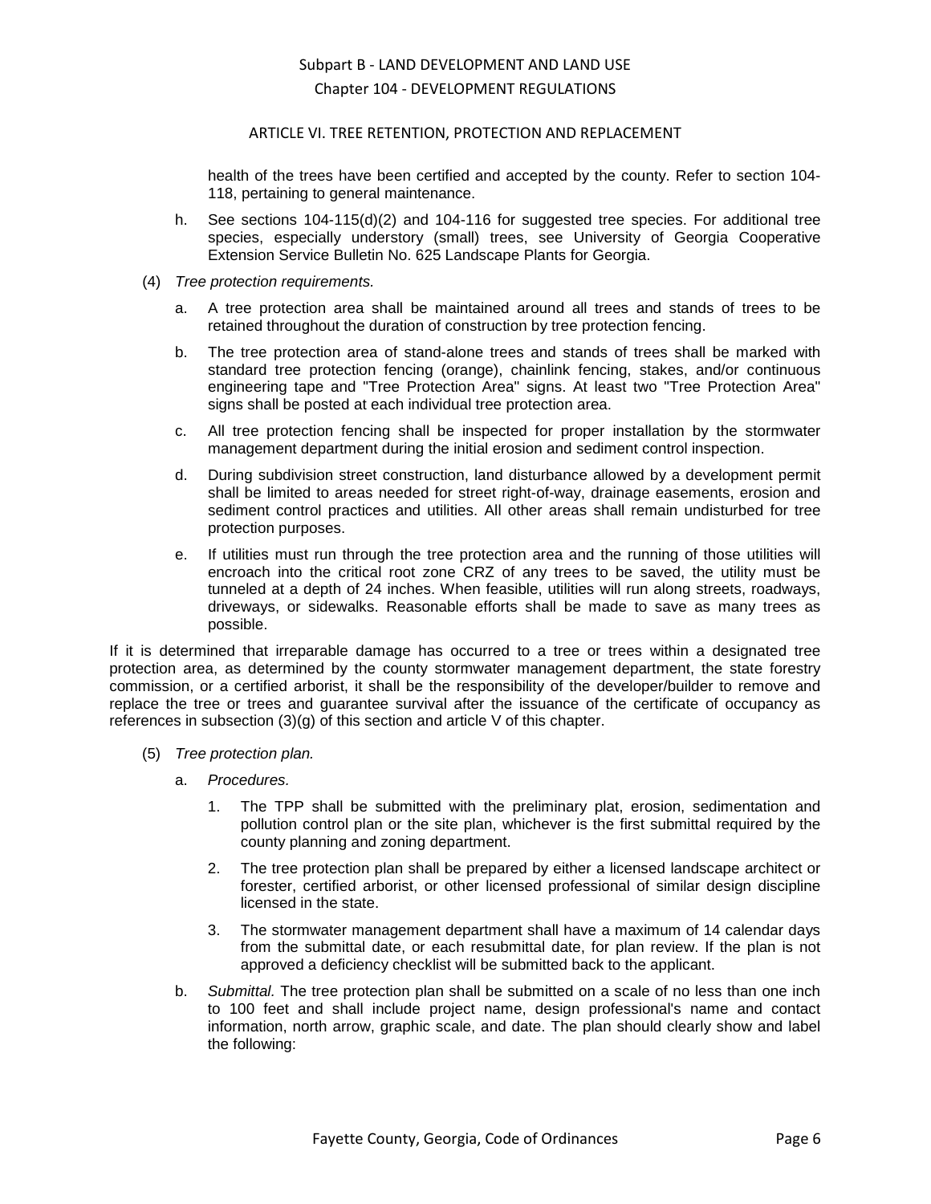health of the trees have been certified and accepted by the county. Refer to section 104-118, pertaining to general maintenance.

h. See sections 104-115(d)(2) and 104-116 for suggested tree species. For additional tree species, especially understory (small) trees, see University of Georgia Cooperative Extension Service Bulletin No. 625 Landscape Plants for Georgia.

(4) *Tree protection requirements.*

a. A tree protection area shall be maintained around all trees and stands of trees to be retained throughout the duration of construction by tree protection fencing.

b. The tree protection area of stand-alone trees and stands of trees shall be marked with standard tree protection fencing (orange), chainlink fencing, stakes, and/or continuous engineering tape and "Tree Protection Area" signs. At least two "Tree Protection Area" signs shall be posted at each individual tree protection area.

c. All tree protection fencing shall be inspected for proper installation by the stormwater management department during the initial erosion and sediment control inspection.

d. During subdivision street construction, land disturbance allowed by a development permit shall be limited to areas needed for street right-of-way, drainage easements, erosion and sediment control practices and utilities. All other areas shall remain undisturbed for tree protection purposes.

e. If utilities must run through the tree protection area and the running of those utilities will encroach into the critical root zone CRZ of any trees to be saved, the utility must be tunneled at a depth of 24 inches. When feasible, utilities will run along streets, roadways, driveways, or sidewalks. Reasonable efforts shall be made to save as many trees as possible.

If it is determined that irreparable damage has occurred to a tree or trees within a designated tree protection area, as determined by the county stormwater management department, the state forestry commission, or a certified arborist, it shall be the responsibility of the developer/builder to remove and replace the tree or trees and guarantee survival after the issuance of the certificate of occupancy as references in subsection (3)(g) of this section and article V of this chapter.

(5) *Tree protection plan.*

a. *Procedures.*

1. The TPP shall be submitted with the preliminary plat, erosion, sedimentation and pollution control plan or the site plan, whichever is the first submittal required by the county planning and zoning department.

2. The tree protection plan shall be prepared by either a licensed landscape architect or forester, certified arborist, or other licensed professional of similar design discipline licensed in the state.

3. The stormwater management department shall have a maximum of 14 calendar days from the submittal date, or each resubmittal date, for plan review. If the plan is not approved a deficiency checklist will be submitted back to the applicant.

b. *Submittal.* The tree protection plan shall be submitted on a scale of no less than one inch to 100 feet and shall include project name, design professional's name and contact information, north arrow, graphic scale, and date. The plan should clearly show and label the following: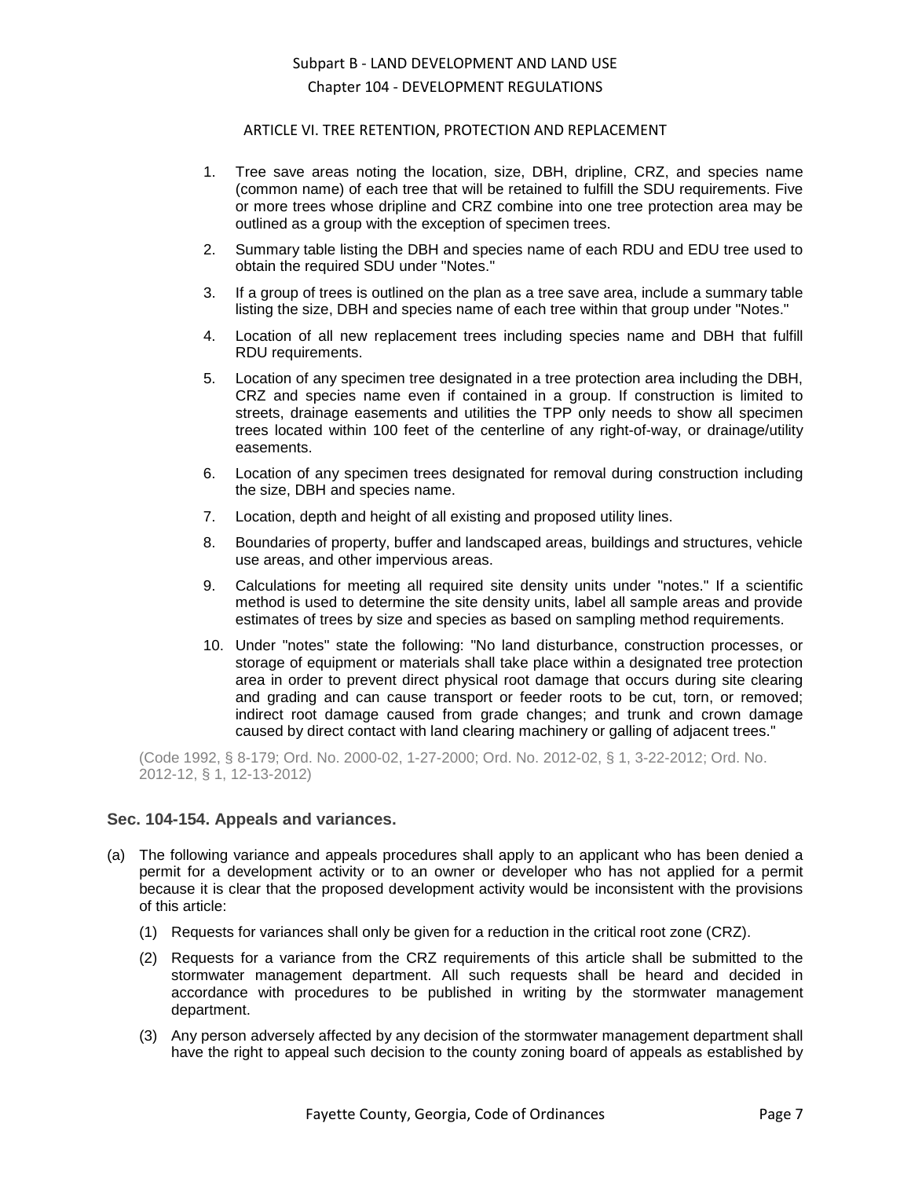1. Tree save areas noting the location, size, DBH, dripline, CRZ, and species name (common name) of each tree that will be retained to fulfill the SDU requirements. Five or more trees whose dripline and CRZ combine into one tree protection area may be outlined as a group with the exception of specimen trees.

2. Summary table listing the DBH and species name of each RDU and EDU tree used to obtain the required SDU under "Notes."

3. If a group of trees is outlined on the plan as a tree save area, include a summary table listing the size, DBH and species name of each tree within that group under "Notes."

4. Location of all new replacement trees including species name and DBH that fulfill RDU requirements.

5. Location of any specimen tree designated in a tree protection area including the DBH, CRZ and species name even if contained in a group. If construction is limited to streets, drainage easements and utilities the TPP only needs to show all specimen trees located within 100 feet of the centerline of any right-of-way, or drainage/utility easements.

6. Location of any specimen trees designated for removal during construction including the size, DBH and species name.

7. Location, depth and height of all existing and proposed utility lines.

8. Boundaries of property, buffer and landscaped areas, buildings and structures, vehicle use areas, and other impervious areas.

9. Calculations for meeting all required site density units under "notes." If a scientific method is used to determine the site density units, label all sample areas and provide estimates of trees by size and species as based on sampling method requirements.

10. Under "notes" state the following: "No land disturbance, construction processes, or storage of equipment or materials shall take place within a designated tree protection area in order to prevent direct physical root damage that occurs during site clearing and grading and can cause transport or feeder roots to be cut, torn, or removed; indirect root damage caused from grade changes; and trunk and crown damage caused by direct contact with land clearing machinery or galling of adjacent trees."

(Code 1992, § 8-179; Ord. No. 2000-02, 1-27-2000; Ord. No. 2012-02, § 1, 3-22-2012; Ord. No. 2012-12, § 1, 12-13-2012)

### Sec. 104-154. Appeals and variances.

(a) The following variance and appeals procedures shall apply to an applicant who has been denied a permit for a development activity or to an owner or developer who has not applied for a permit because it is clear that the proposed development activity would be inconsistent with the provisions of this article:

(1) Requests for variances shall only be given for a reduction in the critical root zone (CRZ).

(2) Requests for a variance from the CRZ requirements of this article shall be submitted to the stormwater management department. All such requests shall be heard and decided in accordance with procedures to be published in writing by the stormwater management department.

(3) Any person adversely affected by any decision of the stormwater management department shall have the right to appeal such decision to the county zoning board of appeals as established by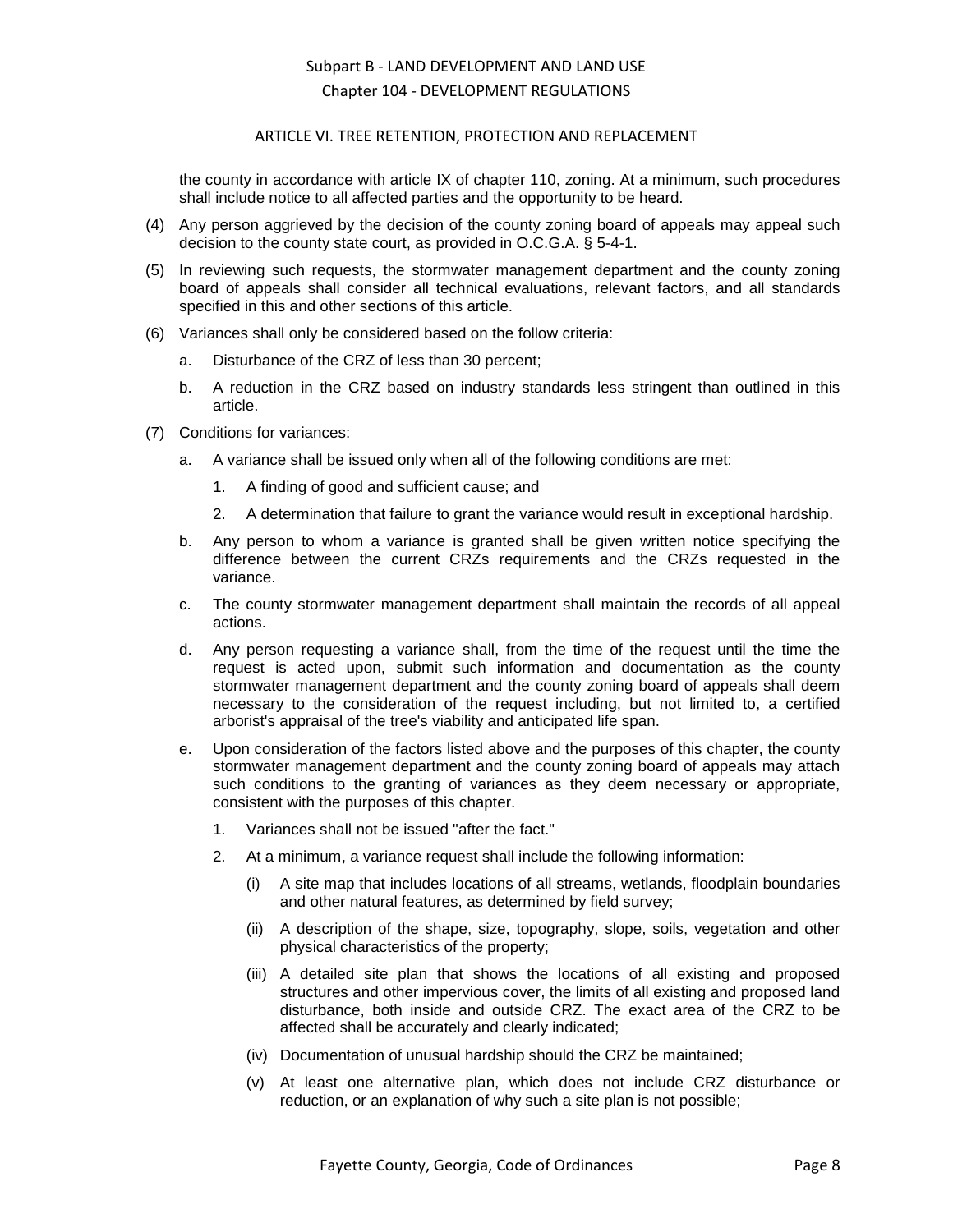the county in accordance with article IX of chapter 110, zoning. At a minimum, such procedures shall include notice to all affected parties and the opportunity to be heard.

(4) Any person aggrieved by the decision of the county zoning board of appeals may appeal such decision to the county state court, as provided in O.C.G.A. § 5-4-1.

(5) In reviewing such requests, the stormwater management department and the county zoning board of appeals shall consider all technical evaluations, relevant factors, and all standards specified in this and other sections of this article.

(6) Variances shall only be considered based on the follow criteria:

   a. Disturbance of the CRZ of less than 30 percent;

   b. A reduction in the CRZ based on industry standards less stringent than outlined in this article.

(7) Conditions for variances:

   a. A variance shall be issued only when all of the following conditions are met:

      1. A finding of good and sufficient cause; and

      2. A determination that failure to grant the variance would result in exceptional hardship.

   b. Any person to whom a variance is granted shall be given written notice specifying the difference between the current CRZs requirements and the CRZs requested in the variance.

   c. The county stormwater management department shall maintain the records of all appeal actions.

   d. Any person requesting a variance shall, from the time of the request until the time the request is acted upon, submit such information and documentation as the county stormwater management department and the county zoning board of appeals shall deem necessary to the consideration of the request including, but not limited to, a certified arborist's appraisal of the tree's viability and anticipated life span.

   e. Upon consideration of the factors listed above and the purposes of this chapter, the county stormwater management department and the county zoning board of appeals may attach such conditions to the granting of variances as they deem necessary or appropriate, consistent with the purposes of this chapter.

      1. Variances shall not be issued "after the fact."

      2. At a minimum, a variance request shall include the following information:

         (i) A site map that includes locations of all streams, wetlands, floodplain boundaries and other natural features, as determined by field survey;

         (ii) A description of the shape, size, topography, slope, soils, vegetation and other physical characteristics of the property;

         (iii) A detailed site plan that shows the locations of all existing and proposed structures and other impervious cover, the limits of all existing and proposed land disturbance, both inside and outside CRZ. The exact area of the CRZ to be affected shall be accurately and clearly indicated;

         (iv) Documentation of unusual hardship should the CRZ be maintained;

         (v) At least one alternative plan, which does not include CRZ disturbance or reduction, or an explanation of why such a site plan is not possible;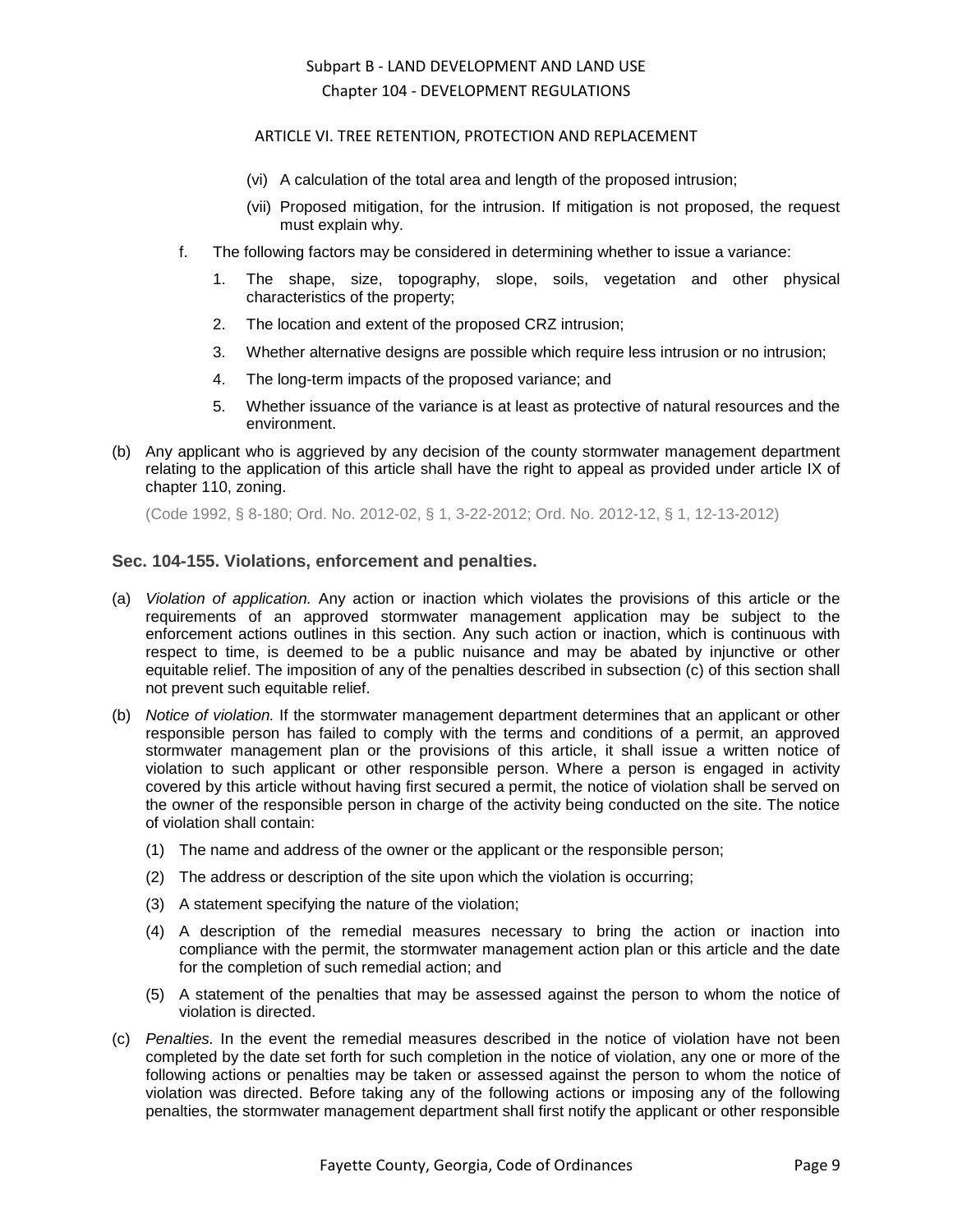(vi) A calculation of the total area and length of the proposed intrusion;

(vii) Proposed mitigation, for the intrusion. If mitigation is not proposed, the request must explain why.

f. The following factors may be considered in determining whether to issue a variance:

1. The shape, size, topography, slope, soils, vegetation and other physical characteristics of the property;

2. The location and extent of the proposed CRZ intrusion;

3. Whether alternative designs are possible which require less intrusion or no intrusion;

4. The long-term impacts of the proposed variance; and

5. Whether issuance of the variance is at least as protective of natural resources and the environment.

(b) Any applicant who is aggrieved by any decision of the county stormwater management department relating to the application of this article shall have the right to appeal as provided under article IX of chapter 110, zoning.

(Code 1992, § 8-180; Ord. No. 2012-02, § 1, 3-22-2012; Ord. No. 2012-12, § 1, 12-13-2012)

### Sec. 104-155. Violations, enforcement and penalties.

(a) *Violation of application.* Any action or inaction which violates the provisions of this article or the requirements of an approved stormwater management application may be subject to the enforcement actions outlines in this section. Any such action or inaction, which is continuous with respect to time, is deemed to be a public nuisance and may be abated by injunctive or other equitable relief. The imposition of any of the penalties described in subsection (c) of this section shall not prevent such equitable relief.

(b) *Notice of violation.* If the stormwater management department determines that an applicant or other responsible person has failed to comply with the terms and conditions of a permit, an approved stormwater management plan or the provisions of this article, it shall issue a written notice of violation to such applicant or other responsible person. Where a person is engaged in activity covered by this article without having first secured a permit, the notice of violation shall be served on the owner of the responsible person in charge of the activity being conducted on the site. The notice of violation shall contain:

(1) The name and address of the owner or the applicant or the responsible person;

(2) The address or description of the site upon which the violation is occurring;

(3) A statement specifying the nature of the violation;

(4) A description of the remedial measures necessary to bring the action or inaction into compliance with the permit, the stormwater management action plan or this article and the date for the completion of such remedial action; and

(5) A statement of the penalties that may be assessed against the person to whom the notice of violation is directed.

(c) *Penalties.* In the event the remedial measures described in the notice of violation have not been completed by the date set forth for such completion in the notice of violation, any one or more of the following actions or penalties may be taken or assessed against the person to whom the notice of violation was directed. Before taking any of the following actions or imposing any of the following penalties, the stormwater management department shall first notify the applicant or other responsible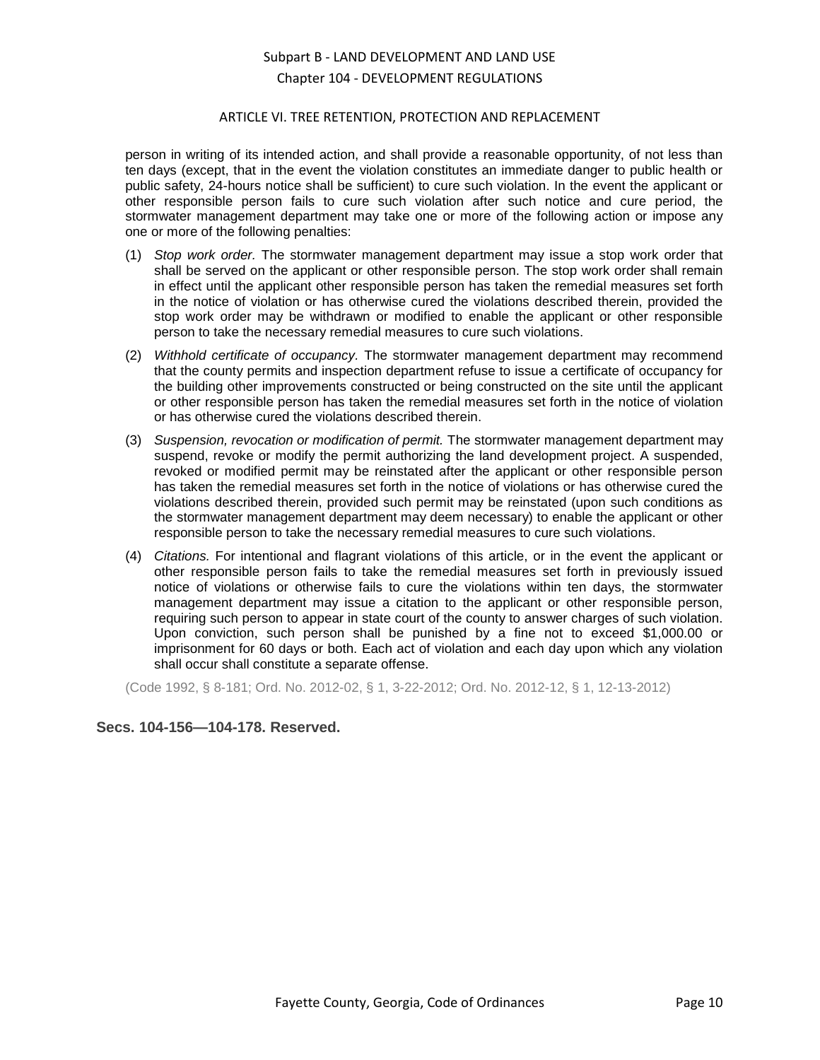person in writing of its intended action, and shall provide a reasonable opportunity, of not less than ten days (except, that in the event the violation constitutes an immediate danger to public health or public safety, 24-hours notice shall be sufficient) to cure such violation. In the event the applicant or other responsible person fails to cure such violation after such notice and cure period, the stormwater management department may take one or more of the following action or impose any one or more of the following penalties:

(1) *Stop work order.* The stormwater management department may issue a stop work order that shall be served on the applicant or other responsible person. The stop work order shall remain in effect until the applicant other responsible person has taken the remedial measures set forth in the notice of violation or has otherwise cured the violations described therein, provided the stop work order may be withdrawn or modified to enable the applicant or other responsible person to take the necessary remedial measures to cure such violations.

(2) *Withhold certificate of occupancy.* The stormwater management department may recommend that the county permits and inspection department refuse to issue a certificate of occupancy for the building other improvements constructed or being constructed on the site until the applicant or other responsible person has taken the remedial measures set forth in the notice of violation or has otherwise cured the violations described therein.

(3) *Suspension, revocation or modification of permit.* The stormwater management department may suspend, revoke or modify the permit authorizing the land development project. A suspended, revoked or modified permit may be reinstated after the applicant or other responsible person has taken the remedial measures set forth in the notice of violations or has otherwise cured the violations described therein, provided such permit may be reinstated (upon such conditions as the stormwater management department may deem necessary) to enable the applicant or other responsible person to take the necessary remedial measures to cure such violations.

(4) *Citations.* For intentional and flagrant violations of this article, or in the event the applicant or other responsible person fails to take the remedial measures set forth in previously issued notice of violations or otherwise fails to cure the violations within ten days, the stormwater management department may issue a citation to the applicant or other responsible person, requiring such person to appear in state court of the county to answer charges of such violation. Upon conviction, such person shall be punished by a fine not to exceed $1,000.00 or imprisonment for 60 days or both. Each act of violation and each day upon which any violation shall occur shall constitute a separate offense.

(Code 1992, § 8-181; Ord. No. 2012-02, § 1, 3-22-2012; Ord. No. 2012-12, § 1, 12-13-2012)

**Secs. 104-156—104-178. Reserved.**